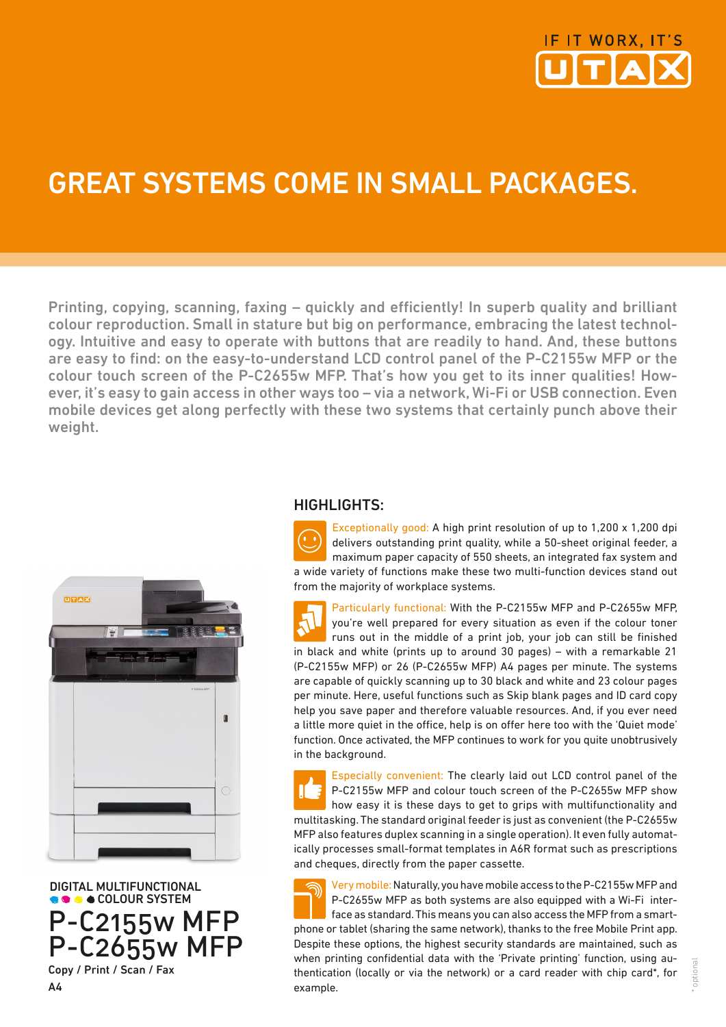IF IT WORX, IT'S UTAX

# GREAT SYSTEMS COME IN SMALL PACKAGES.

Printing, copying, scanning, faxing – quickly and efficiently! In superb quality and brilliant colour reproduction. Small in stature but big on performance, embracing the latest technology. Intuitive and easy to operate with buttons that are readily to hand. And, these buttons are easy to find: on the easy-to-understand LCD control panel of the P-C2155w MFP or the colour touch screen of the P-C2655w MFP. That's how you get to its inner qualities! However, it's easy to gain access in other ways too – via a network, Wi-Fi or USB connection. Even mobile devices get along perfectly with these two systems that certainly punch above their weight.

DIGITAL MULTIFUNCTIONAL COLOUR SYSTEM

# P-C2155w MFP
# P-C2655w MFP

Copy / Print / Scan / Fax

A4

## HIGHLIGHTS:

Exceptionally good: A high print resolution of up to 1,200 x 1,200 dpi delivers outstanding print quality, while a 50-sheet original feeder, a maximum paper capacity of 550 sheets, an integrated fax system and a wide variety of functions make these two multi-function devices stand out from the majority of workplace systems.

Particularly functional: With the P-C2155w MFP and P-C2655w MFP, you're well prepared for every situation as even if the colour toner runs out in the middle of a print job, your job can still be finished in black and white (prints up to around 30 pages) – with a remarkable 21 (P-C2155w MFP) or 26 (P-C2655w MFP) A4 pages per minute. The systems are capable of quickly scanning up to 30 black and white and 23 colour pages per minute. Here, useful functions such as Skip blank pages and ID card copy help you save paper and therefore valuable resources. And, if you ever need a little more quiet in the office, help is on offer here too with the 'Quiet mode' function. Once activated, the MFP continues to work for you quite unobtrusively in the background.

Especially convenient: The clearly laid out LCD control panel of the P-C2155w MFP and colour touch screen of the P-C2655w MFP show how easy it is these days to get to grips with multifunctionality and multitasking. The standard original feeder is just as convenient (the P-C2655w MFP also features duplex scanning in a single operation). It even fully automatically processes small-format templates in A6R format such as prescriptions and cheques, directly from the paper cassette.

Very mobile: Naturally, you have mobile access to the P-C2155w MFP and P-C2655w MFP as both systems are also equipped with a Wi-Fi interface as standard. This means you can also access the MFP from a smartphone or tablet (sharing the same network), thanks to the free Mobile Print app. Despite these options, the highest security standards are maintained, such as when printing confidential data with the 'Private printing' function, using authentication (locally or via the network) or a card reader with chip card*, for example.

\* optional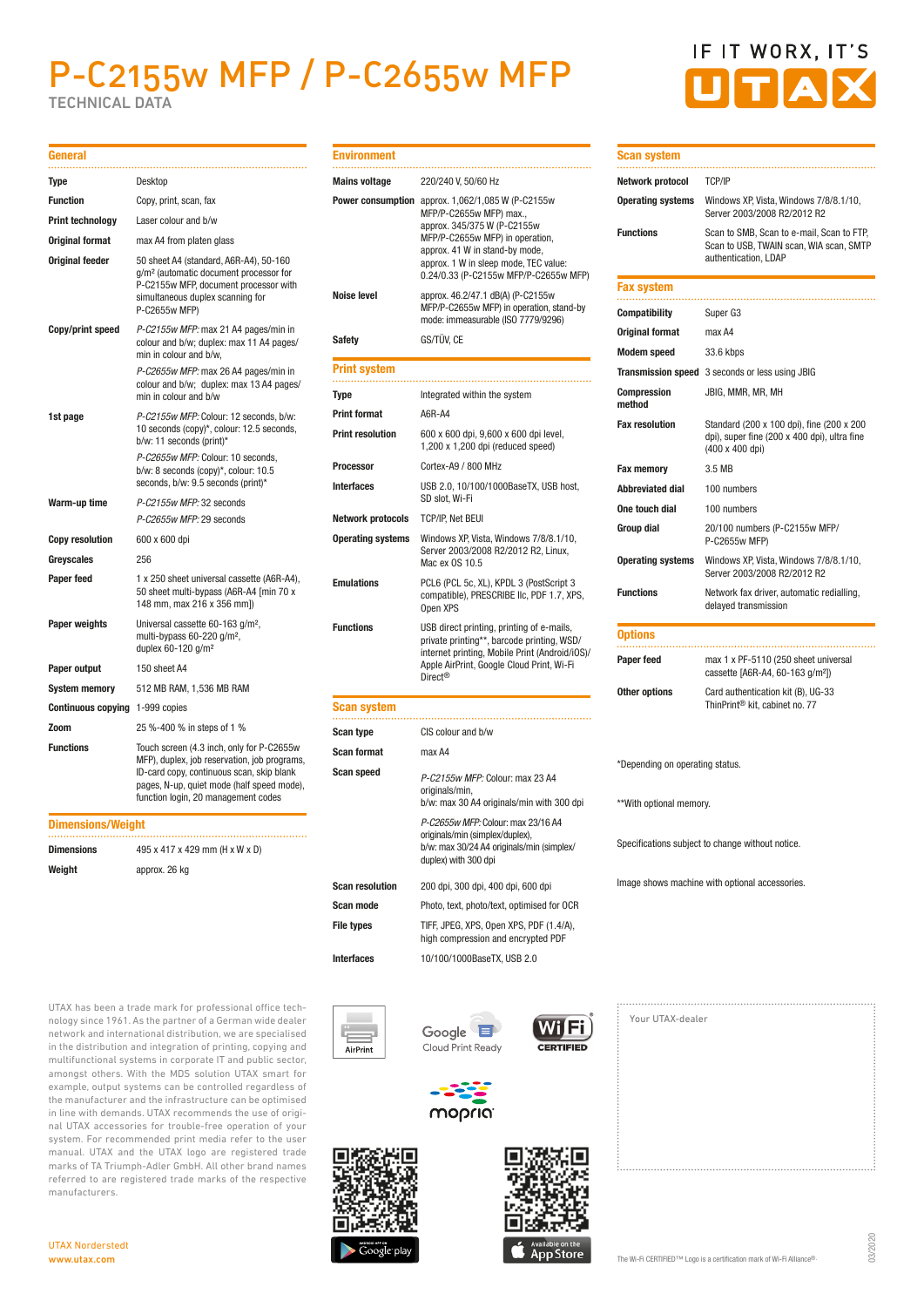# P-C2155w MFP / P-C2655w MFP

TECHNICAL DATA

IF IT WORX, IT'S UTAX

## General

| | |
|---|---|
| **Type** | Desktop |
| **Function** | Copy, print, scan, fax |
| **Print technology** | Laser colour and b/w |
| **Original format** | max A4 from platen glass |
| **Original feeder** | 50 sheet A4 (standard, A6R-A4), 50-160 g/m² (automatic document processor for P-C2155w MFP, document processor with simultaneous duplex scanning for P-C2655w MFP) |
| **Copy/print speed** | *P-C2155w MFP:* max 21 A4 pages/min in colour and b/w; duplex: max 11 A4 pages/min in colour and b/w, *P-C2655w MFP:* max 26 A4 pages/min in colour and b/w; duplex: max 13 A4 pages/min in colour and b/w |
| **1st page** | *P-C2155w MFP:* Colour: 12 seconds, b/w: 10 seconds (copy)*, colour: 12.5 seconds, b/w: 11 seconds (print)* *P-C2655w MFP:* Colour: 10 seconds, b/w: 8 seconds (copy)*, colour: 10.5 seconds, b/w: 9.5 seconds (print)* |
| **Warm-up time** | *P-C2155w MFP:* 32 seconds *P-C2655w MFP:* 29 seconds |
| **Copy resolution** | 600 x 600 dpi |
| **Greyscales** | 256 |
| **Paper feed** | 1 x 250 sheet universal cassette (A6R-A4), 50 sheet multi-bypass (A6R-A4 [min 70 x 148 mm, max 216 x 356 mm]) |
| **Paper weights** | Universal cassette 60-163 g/m², multi-bypass 60-220 g/m², duplex 60-120 g/m² |
| **Paper output** | 150 sheet A4 |
| **System memory** | 512 MB RAM, 1,536 MB RAM |
| **Continuous copying** | 1-999 copies |
| **Zoom** | 25 %-400 % in steps of 1 % |
| **Functions** | Touch screen (4.3 inch, only for P-C2655w MFP), duplex, job reservation, job programs, ID-card copy, continuous scan, skip blank pages, N-up, quiet mode (half speed mode), function login, 20 management codes |

## Dimensions/Weight

| | |
|---|---|
| **Dimensions** | 495 x 417 x 429 mm (H x W x D) |
| **Weight** | approx. 26 kg |

## Environment

| | |
|---|---|
| **Mains voltage** | 220/240 V, 50/60 Hz |
| **Power consumption** | approx. 1,062/1,085 W (P-C2155w MFP/P-C2655w MFP) max., approx. 345/375 W (P-C2155w MFP/P-C2655w MFP) in operation, approx. 41 W in stand-by mode, approx. 1 W in sleep mode, TEC value: 0.24/0.33 (P-C2155w MFP/P-C2655w MFP) |
| **Noise level** | approx. 46.2/47.1 dB(A) (P-C2155w MFP/P-C2655w MFP) in operation, stand-by mode: immeasurable (ISO 7779/9296) |
| **Safety** | GS/TÜV, CE |

## Print system

| | |
|---|---|
| **Type** | Integrated within the system |
| **Print format** | A6R-A4 |
| **Print resolution** | 600 x 600 dpi, 9,600 x 600 dpi level, 1,200 x 1,200 dpi (reduced speed) |
| **Processor** | Cortex-A9 / 800 MHz |
| **Interfaces** | USB 2.0, 10/100/1000BaseTX, USB host, SD slot, Wi-Fi |
| **Network protocols** | TCP/IP, Net BEUI |
| **Operating systems** | Windows XP, Vista, Windows 7/8/8.1/10, Server 2003/2008 R2/2012 R2, Linux, Mac ex OS 10.5 |
| **Emulations** | PCL6 (PCL 5c, XL), KPDL 3 (PostScript 3 compatible), PRESCRIBE IIc, PDF 1.7, XPS, Open XPS |
| **Functions** | USB direct printing, printing of e-mails, private printing**, barcode printing, WSD/internet printing, Mobile Print (Android/iOS)/Apple AirPrint, Google Cloud Print, Wi-Fi Direct® |

## Scan system

| | |
|---|---|
| **Scan type** | CIS colour and b/w |
| **Scan format** | max A4 |
| **Scan speed** | *P-C2155w MFP:* Colour: max 23 A4 originals/min, b/w: max 30 A4 originals/min with 300 dpi *P-C2655w MFP:* Colour: max 23/16 A4 originals/min (simplex/duplex), b/w: max 30/24 A4 originals/min (simplex/duplex) with 300 dpi |
| **Scan resolution** | 200 dpi, 300 dpi, 400 dpi, 600 dpi |
| **Scan mode** | Photo, text, photo/text, optimised for OCR |
| **File types** | TIFF, JPEG, XPS, Open XPS, PDF (1.4/A), high compression and encrypted PDF |
| **Interfaces** | 10/100/1000BaseTX, USB 2.0 |

## Scan system

| | |
|---|---|
| **Network protocol** | TCP/IP |
| **Operating systems** | Windows XP, Vista, Windows 7/8/8.1/10, Server 2003/2008 R2/2012 R2 |
| **Functions** | Scan to SMB, Scan to e-mail, Scan to FTP, Scan to USB, TWAIN scan, WIA scan, SMTP authentication, LDAP |

## Fax system

| | |
|---|---|
| **Compatibility** | Super G3 |
| **Original format** | max A4 |
| **Modem speed** | 33.6 kbps |
| **Transmission speed** | 3 seconds or less using JBIG |
| **Compression method** | JBIG, MMR, MR, MH |
| **Fax resolution** | Standard (200 x 100 dpi), fine (200 x 200 dpi), super fine (200 x 400 dpi), ultra fine (400 x 400 dpi) |
| **Fax memory** | 3.5 MB |
| **Abbreviated dial** | 100 numbers |
| **One touch dial** | 100 numbers |
| **Group dial** | 20/100 numbers (P-C2155w MFP/P-C2655w MFP) |
| **Operating systems** | Windows XP, Vista, Windows 7/8/8.1/10, Server 2003/2008 R2/2012 R2 |
| **Functions** | Network fax driver, automatic redialling, delayed transmission |

## Options

| | |
|---|---|
| **Paper feed** | max 1 x PF-5110 (250 sheet universal cassette [A6R-A4, 60-163 g/m²]) |
| **Other options** | Card authentication kit (B), UG-33 ThinPrint® kit, cabinet no. 77 |

*Depending on operating status.

**With optional memory.

Specifications subject to change without notice.

Image shows machine with optional accessories.

UTAX has been a trade mark for professional office technology since 1961. As the partner of a German wide dealer network and international distribution, we are specialised in the distribution and integration of printing, copying and multifunctional systems in corporate IT and public sector, amongst others. With the MDS solution UTAX smart for example, output systems can be controlled regardless of the manufacturer and the infrastructure can be optimised in line with demands. UTAX recommends the use of original UTAX accessories for trouble-free operation of your system. For recommended print media refer to the user manual. UTAX and the UTAX logo are registered trade marks of TA Triumph-Adler GmbH. All other brand names referred to are registered trade marks of the respective manufacturers.

AirPrint

Google Cloud Print Ready

Wi-Fi CERTIFIED

mopria

Google play

App Store

Your UTAX-dealer

UTAX Norderstedt
www.utax.com

The Wi-Fi CERTIFIED™ Logo is a certification mark of Wi-Fi Alliance®

03/2020